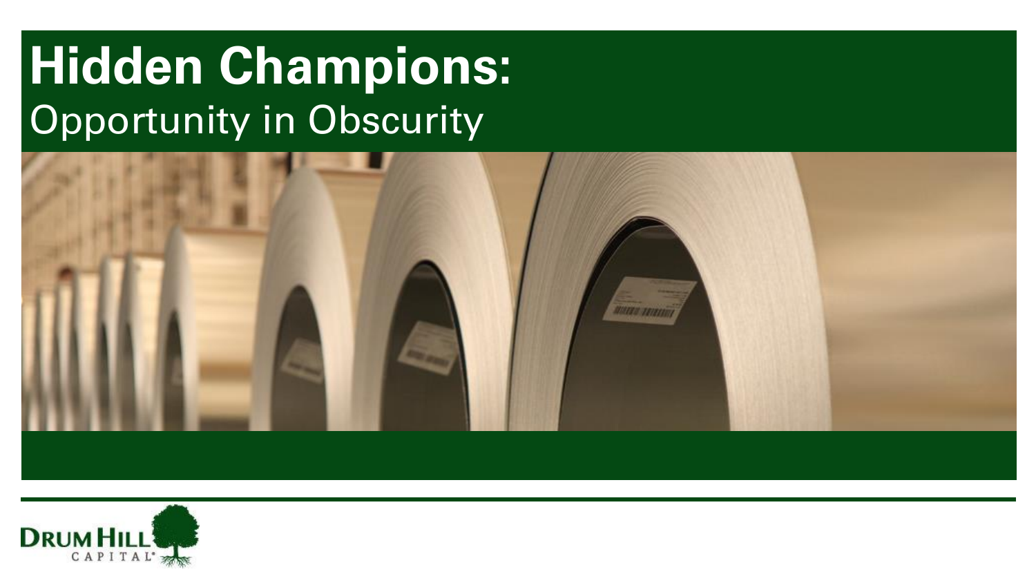# Hidden Champions:
## Opportunity in Obscurity

DRUM HILL CAPITAL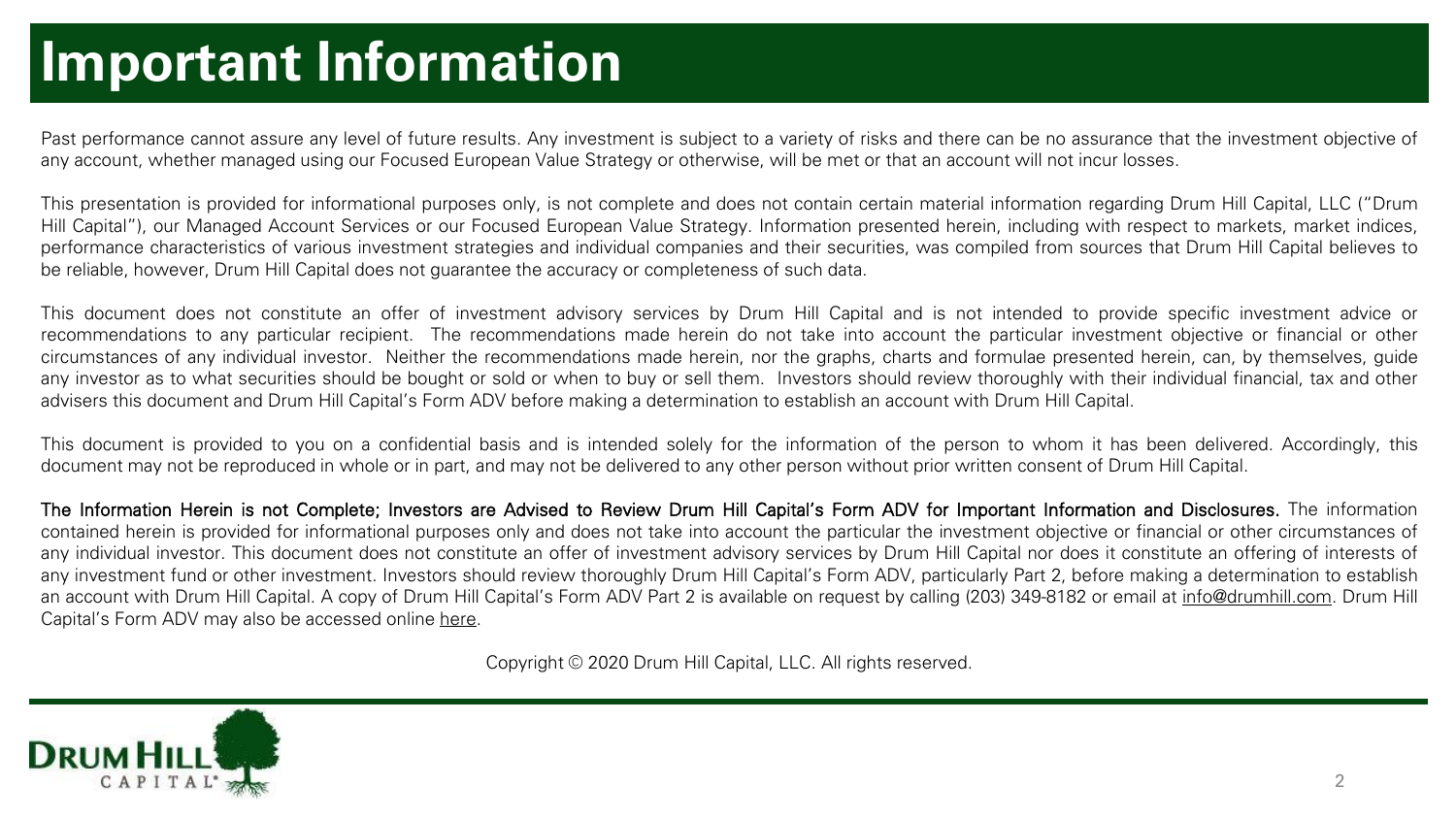# Important Information

Past performance cannot assure any level of future results. Any investment is subject to a variety of risks and there can be no assurance that the investment objective of any account, whether managed using our Focused European Value Strategy or otherwise, will be met or that an account will not incur losses.

This presentation is provided for informational purposes only, is not complete and does not contain certain material information regarding Drum Hill Capital, LLC ("Drum Hill Capital"), our Managed Account Services or our Focused European Value Strategy. Information presented herein, including with respect to markets, market indices, performance characteristics of various investment strategies and individual companies and their securities, was compiled from sources that Drum Hill Capital believes to be reliable, however, Drum Hill Capital does not guarantee the accuracy or completeness of such data.

This document does not constitute an offer of investment advisory services by Drum Hill Capital and is not intended to provide specific investment advice or recommendations to any particular recipient. The recommendations made herein do not take into account the particular investment objective or financial or other circumstances of any individual investor. Neither the recommendations made herein, nor the graphs, charts and formulae presented herein, can, by themselves, guide any investor as to what securities should be bought or sold or when to buy or sell them. Investors should review thoroughly with their individual financial, tax and other advisers this document and Drum Hill Capital's Form ADV before making a determination to establish an account with Drum Hill Capital.

This document is provided to you on a confidential basis and is intended solely for the information of the person to whom it has been delivered. Accordingly, this document may not be reproduced in whole or in part, and may not be delivered to any other person without prior written consent of Drum Hill Capital.

**The Information Herein is not Complete; Investors are Advised to Review Drum Hill Capital's Form ADV for Important Information and Disclosures.** The information contained herein is provided for informational purposes only and does not take into account the particular the investment objective or financial or other circumstances of any individual investor. This document does not constitute an offer of investment advisory services by Drum Hill Capital nor does it constitute an offering of interests of any investment fund or other investment. Investors should review thoroughly Drum Hill Capital's Form ADV, particularly Part 2, before making a determination to establish an account with Drum Hill Capital. A copy of Drum Hill Capital's Form ADV Part 2 is available on request by calling (203) 349-8182 or email at info@drumhill.com. Drum Hill Capital's Form ADV may also be accessed online here.

Copyright © 2020 Drum Hill Capital, LLC. All rights reserved.

DRUM HILL CAPITAL®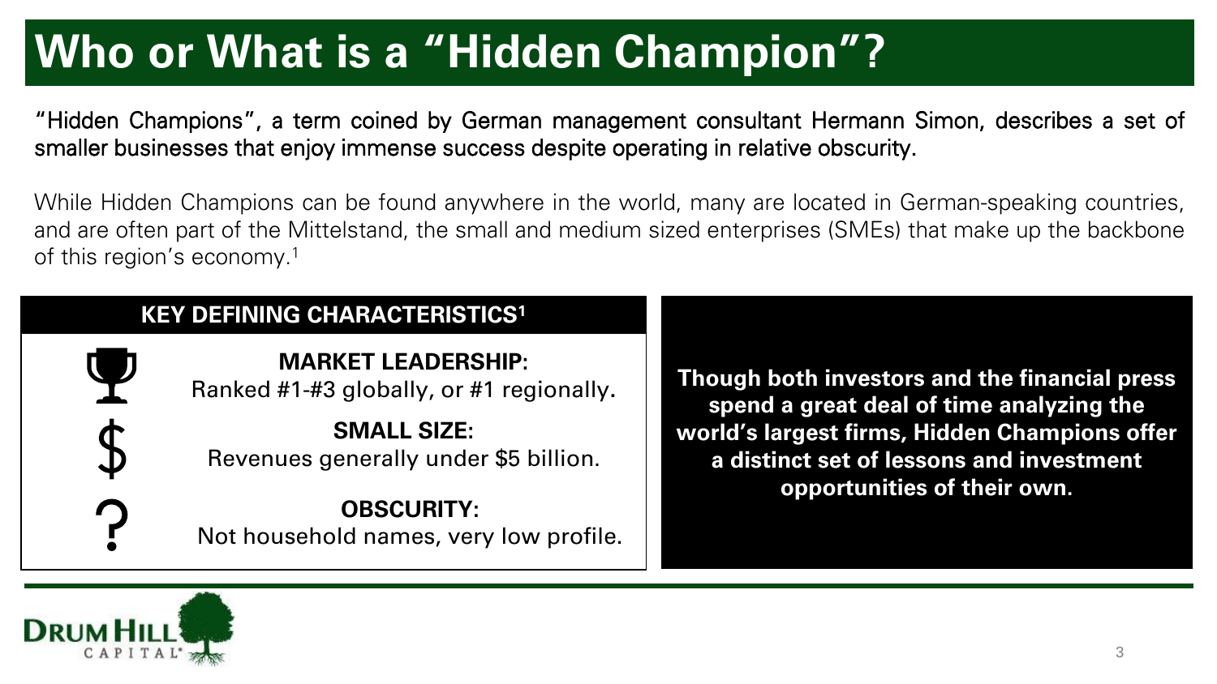# Who or What is a "Hidden Champion"?

"Hidden Champions", a term coined by German management consultant Hermann Simon, describes a set of smaller businesses that enjoy immense success despite operating in relative obscurity.

While Hidden Champions can be found anywhere in the world, many are located in German-speaking countries, and are often part of the Mittelstand, the small and medium sized enterprises (SMEs) that make up the backbone of this region's economy.[1]

## KEY DEFINING CHARACTERISTICS[1]

**MARKET LEADERSHIP:**
Ranked #1-#3 globally, or #1 regionally.

**SMALL SIZE:**
Revenues generally under $5 billion.

**OBSCURITY:**
Not household names, very low profile.

**Though both investors and the financial press spend a great deal of time analyzing the world's largest firms, Hidden Champions offer a distinct set of lessons and investment opportunities of their own.**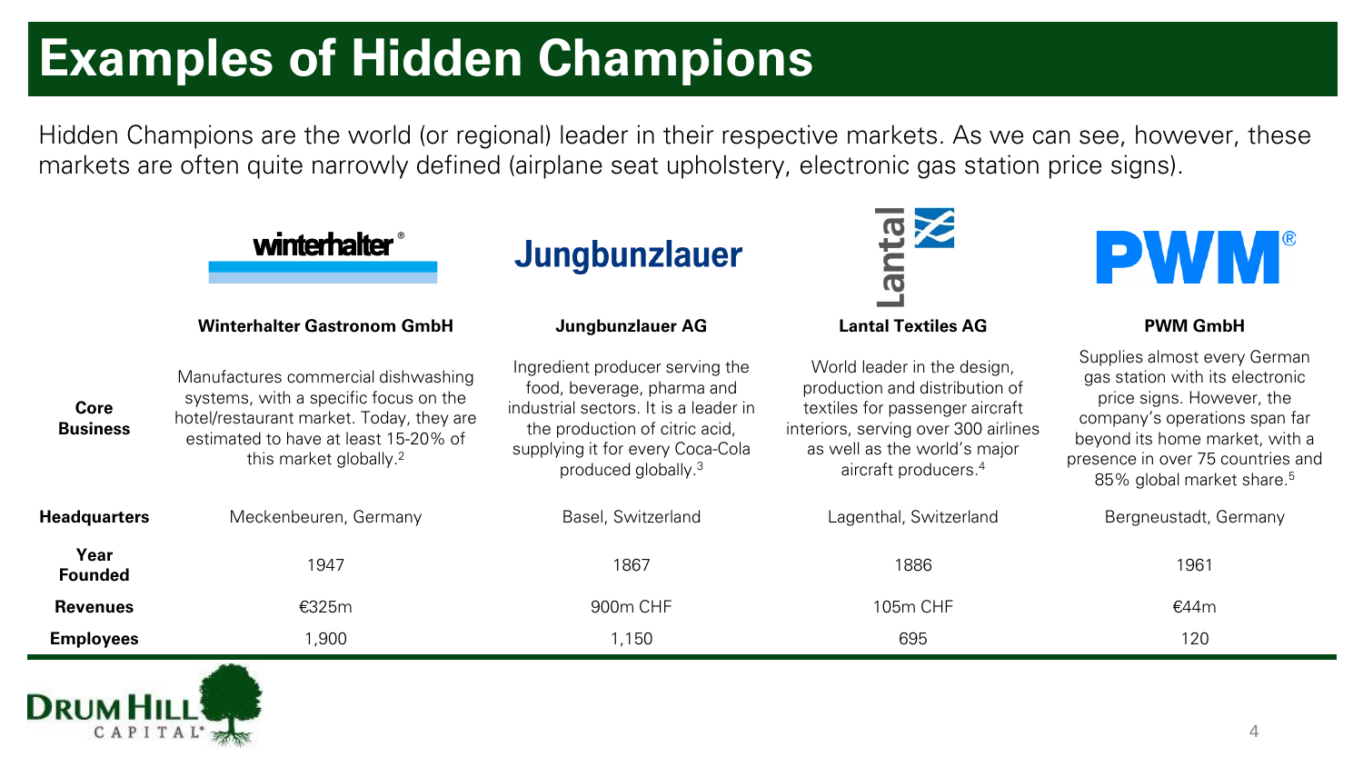# Examples of Hidden Champions

Hidden Champions are the world (or regional) leader in their respective markets. As we can see, however, these markets are often quite narrowly defined (airplane seat upholstery, electronic gas station price signs).

| | Winterhalter Gastronom GmbH | Jungbunzlauer AG | Lantal Textiles AG | PWM GmbH |
|---|---|---|---|---|
| **Core Business** | Manufactures commercial dishwashing systems, with a specific focus on the hotel/restaurant market. Today, they are estimated to have at least 15-20% of this market globally.[2] | Ingredient producer serving the food, beverage, pharma and industrial sectors. It is a leader in the production of citric acid, supplying it for every Coca-Cola produced globally.[3] | World leader in the design, production and distribution of textiles for passenger aircraft interiors, serving over 300 airlines as well as the world's major aircraft producers.[4] | Supplies almost every German gas station with its electronic price signs. However, the company's operations span far beyond its home market, with a presence in over 75 countries and 85% global market share.[5] |
| **Headquarters** | Meckenbeuren, Germany | Basel, Switzerland | Lagenthal, Switzerland | Bergneustadt, Germany |
| **Year Founded** | 1947 | 1867 | 1886 | 1961 |
| **Revenues** | €325m | 900m CHF | 105m CHF | €44m |
| **Employees** | 1,900 | 1,150 | 695 | 120 |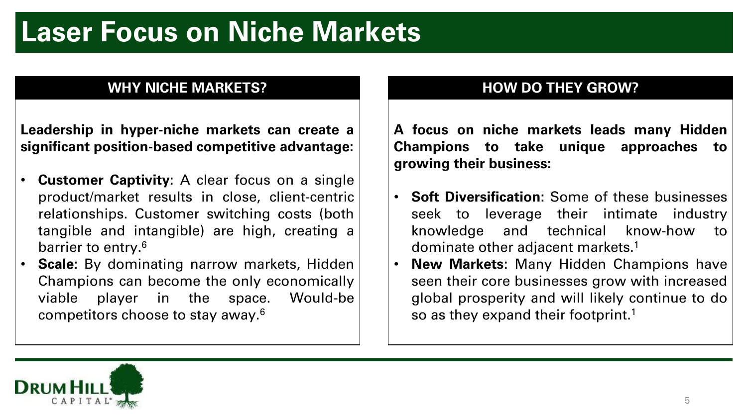# Laser Focus on Niche Markets

## WHY NICHE MARKETS?

**Leadership in hyper-niche markets can create a significant position-based competitive advantage:**

- **Customer Captivity:** A clear focus on a single product/market results in close, client-centric relationships. Customer switching costs (both tangible and intangible) are high, creating a barrier to entry.[6]
- **Scale:** By dominating narrow markets, Hidden Champions can become the only economically viable player in the space. Would-be competitors choose to stay away.[6]

## HOW DO THEY GROW?

**A focus on niche markets leads many Hidden Champions to take unique approaches to growing their business:**

- **Soft Diversification:** Some of these businesses seek to leverage their intimate industry knowledge and technical know-how to dominate other adjacent markets.[1]
- **New Markets:** Many Hidden Champions have seen their core businesses grow with increased global prosperity and will likely continue to do so as they expand their footprint.[1]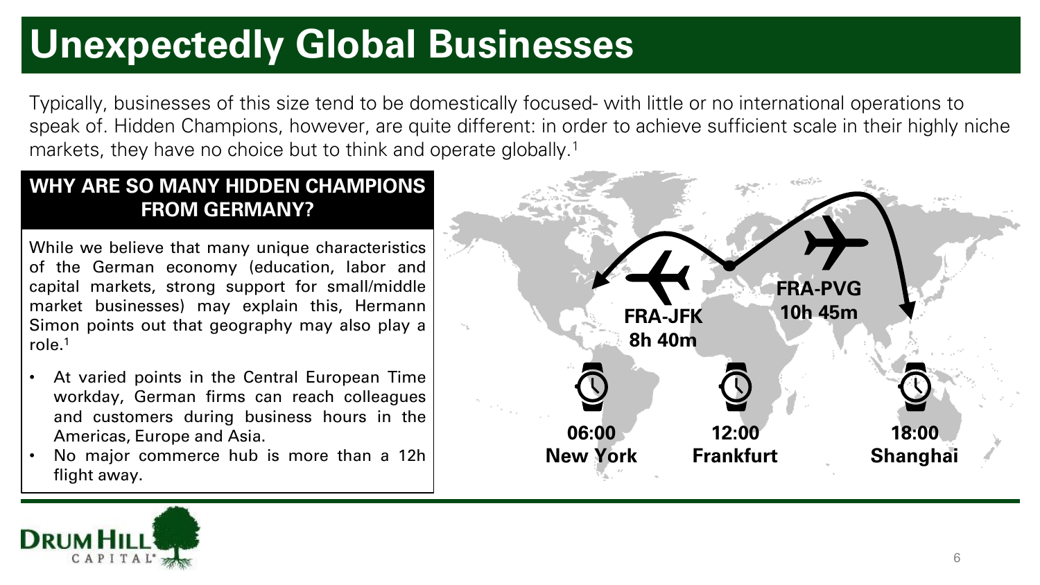# Unexpectedly Global Businesses

Typically, businesses of this size tend to be domestically focused- with little or no international operations to speak of. Hidden Champions, however, are quite different: in order to achieve sufficient scale in their highly niche markets, they have no choice but to think and operate globally.[1]

## WHY ARE SO MANY HIDDEN CHAMPIONS FROM GERMANY?

While we believe that many unique characteristics of the German economy (education, labor and capital markets, strong support for small/middle market businesses) may explain this, Hermann Simon points out that geography may also play a role.[1]

- At varied points in the Central European Time workday, German firms can reach colleagues and customers during business hours in the Americas, Europe and Asia.
- No major commerce hub is more than a 12h flight away.

**FRA-JFK**
**8h 40m**

**FRA-PVG**
**10h 45m**

**06:00**
**New York**

**12:00**
**Frankfurt**

**18:00**
**Shanghai**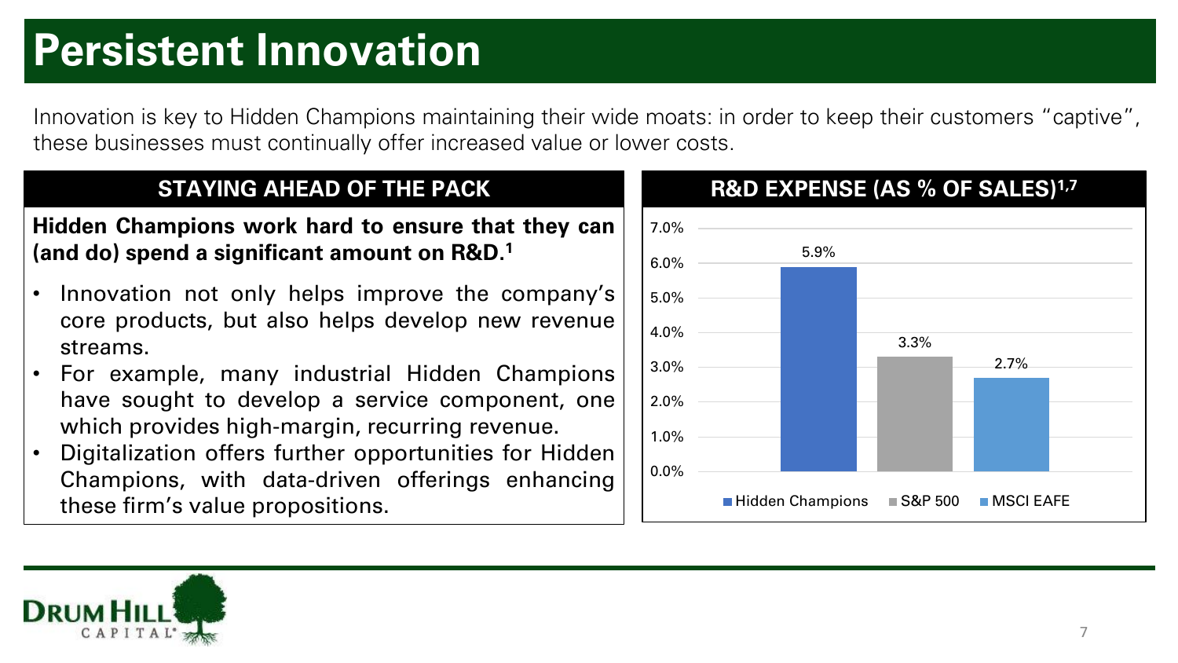# Persistent Innovation

Innovation is key to Hidden Champions maintaining their wide moats: in order to keep their customers “captive”, these businesses must continually offer increased value or lower costs.

## STAYING AHEAD OF THE PACK

**Hidden Champions work hard to ensure that they can (and do) spend a significant amount on R&D.[1]**

- Innovation not only helps improve the company’s core products, but also helps develop new revenue streams.
- For example, many industrial Hidden Champions have sought to develop a service component, one which provides high-margin, recurring revenue.
- Digitalization offers further opportunities for Hidden Champions, with data-driven offerings enhancing these firm’s value propositions.

## R&D EXPENSE (AS % OF SALES)[1,7]

| | R&D Expense (as % of Sales) |
|---|---|
| Hidden Champions | 5.9% |
| S&P 500 | 3.3% |
| MSCI EAFE | 2.7% |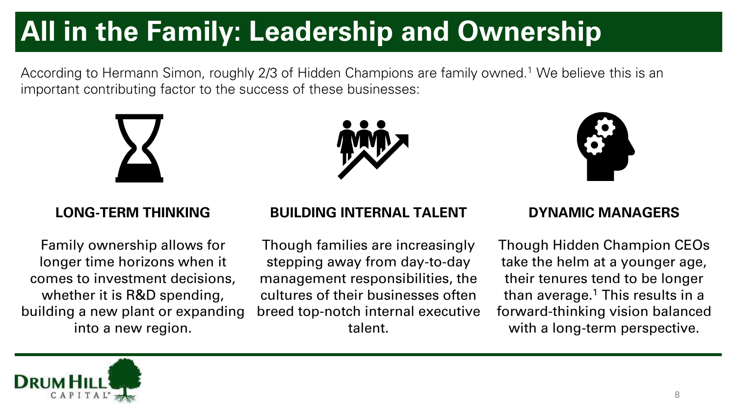# All in the Family: Leadership and Ownership

According to Hermann Simon, roughly 2/3 of Hidden Champions are family owned.[1] We believe this is an important contributing factor to the success of these businesses:

### LONG-TERM THINKING

Family ownership allows for longer time horizons when it comes to investment decisions, whether it is R&D spending, building a new plant or expanding into a new region.

### BUILDING INTERNAL TALENT

Though families are increasingly stepping away from day-to-day management responsibilities, the cultures of their businesses often breed top-notch internal executive talent.

### DYNAMIC MANAGERS

Though Hidden Champion CEOs take the helm at a younger age, their tenures tend to be longer than average.[1] This results in a forward-thinking vision balanced with a long-term perspective.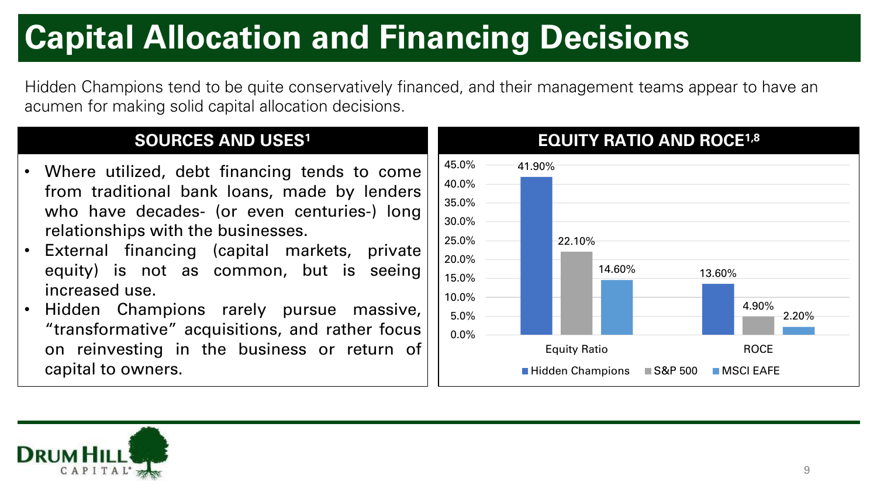# Capital Allocation and Financing Decisions

Hidden Champions tend to be quite conservatively financed, and their management teams appear to have an acumen for making solid capital allocation decisions.

## SOURCES AND USES[1]

- Where utilized, debt financing tends to come from traditional bank loans, made by lenders who have decades- (or even centuries-) long relationships with the businesses.
- External financing (capital markets, private equity) is not as common, but is seeing increased use.
- Hidden Champions rarely pursue massive, "transformative" acquisitions, and rather focus on reinvesting in the business or return of capital to owners.

## EQUITY RATIO AND ROCE[1,8]

| | Hidden Champions | S&P 500 | MSCI EAFE |
|---|---|---|---|
| Equity Ratio | 41.90% | 22.10% | 14.60% |
| ROCE | 13.60% | 4.90% | 2.20% |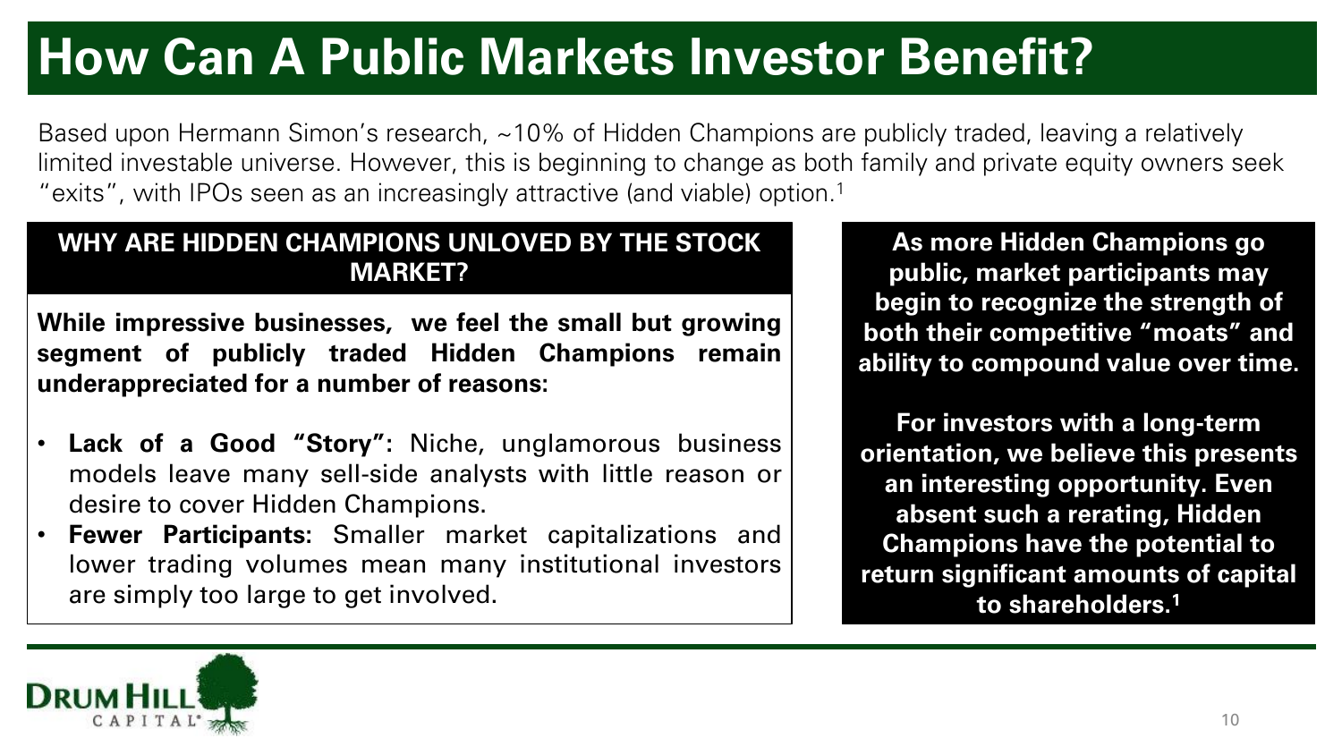# How Can A Public Markets Investor Benefit?

Based upon Hermann Simon's research, ~10% of Hidden Champions are publicly traded, leaving a relatively limited investable universe. However, this is beginning to change as both family and private equity owners seek "exits", with IPOs seen as an increasingly attractive (and viable) option.[1]

## WHY ARE HIDDEN CHAMPIONS UNLOVED BY THE STOCK MARKET?

**While impressive businesses, we feel the small but growing segment of publicly traded Hidden Champions remain underappreciated for a number of reasons:**

- **Lack of a Good "Story":** Niche, unglamorous business models leave many sell-side analysts with little reason or desire to cover Hidden Champions.
- **Fewer Participants:** Smaller market capitalizations and lower trading volumes mean many institutional investors are simply too large to get involved.

**As more Hidden Champions go public, market participants may begin to recognize the strength of both their competitive "moats" and ability to compound value over time.**

**For investors with a long-term orientation, we believe this presents an interesting opportunity. Even absent such a rerating, Hidden Champions have the potential to return significant amounts of capital to shareholders.[1]**

DRUM HILL CAPITAL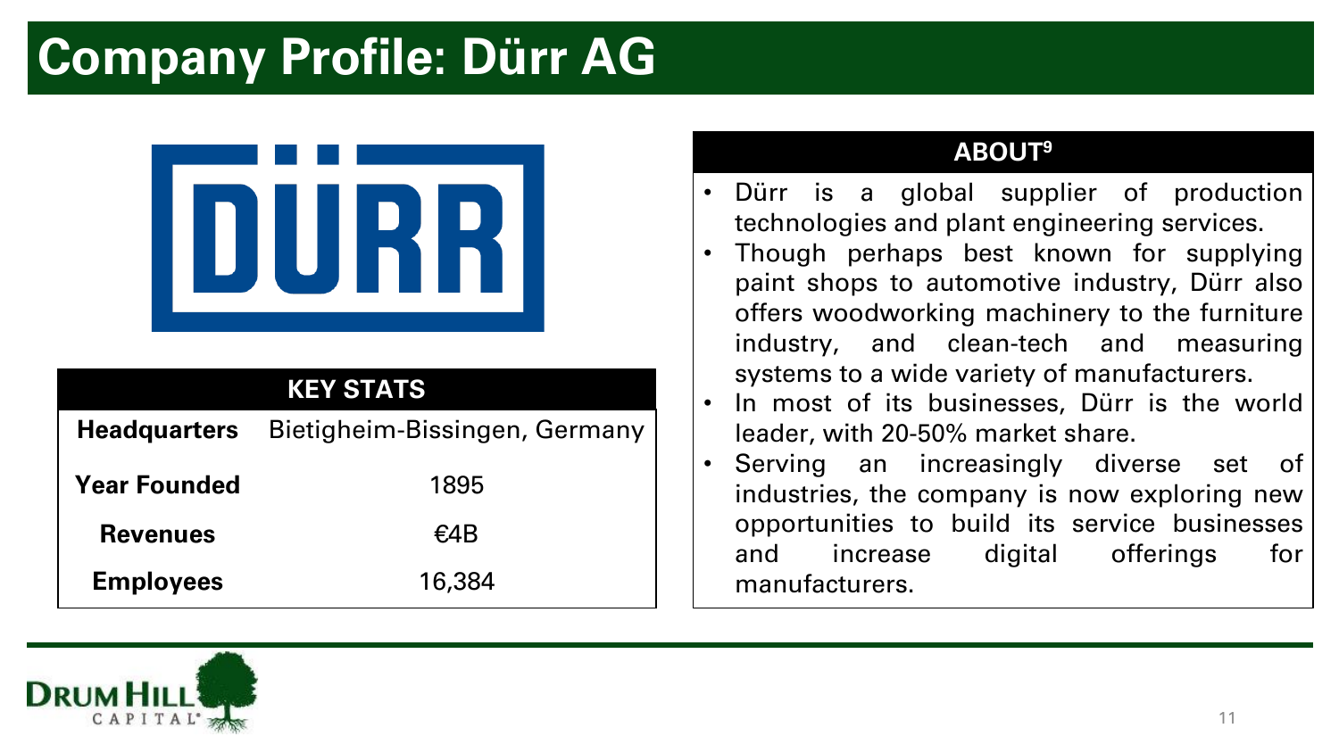# Company Profile: Dürr AG

| KEY STATS | |
|---|---|
| **Headquarters** | Bietigheim-Bissingen, Germany |
| **Year Founded** | 1895 |
| **Revenues** | €4B |
| **Employees** | 16,384 |

## ABOUT[9]

- Dürr is a global supplier of production technologies and plant engineering services.
- Though perhaps best known for supplying paint shops to automotive industry, Dürr also offers woodworking machinery to the furniture industry, and clean-tech and measuring systems to a wide variety of manufacturers.
- In most of its businesses, Dürr is the world leader, with 20-50% market share.
- Serving an increasingly diverse set of industries, the company is now exploring new opportunities to build its service businesses and increase digital offerings for manufacturers.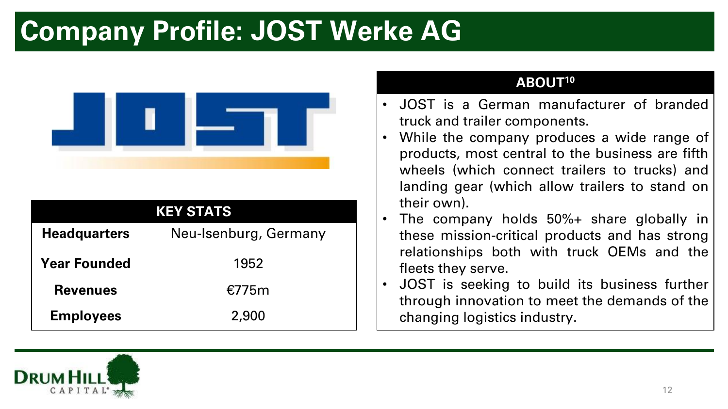# Company Profile: JOST Werke AG

| KEY STATS | |
|---|---|
| **Headquarters** | Neu-Isenburg, Germany |
| **Year Founded** | 1952 |
| **Revenues** | €775m |
| **Employees** | 2,900 |

## ABOUT[10]

- JOST is a German manufacturer of branded truck and trailer components.
- While the company produces a wide range of products, most central to the business are fifth wheels (which connect trailers to trucks) and landing gear (which allow trailers to stand on their own).
- The company holds 50%+ share globally in these mission-critical products and has strong relationships both with truck OEMs and the fleets they serve.
- JOST is seeking to build its business further through innovation to meet the demands of the changing logistics industry.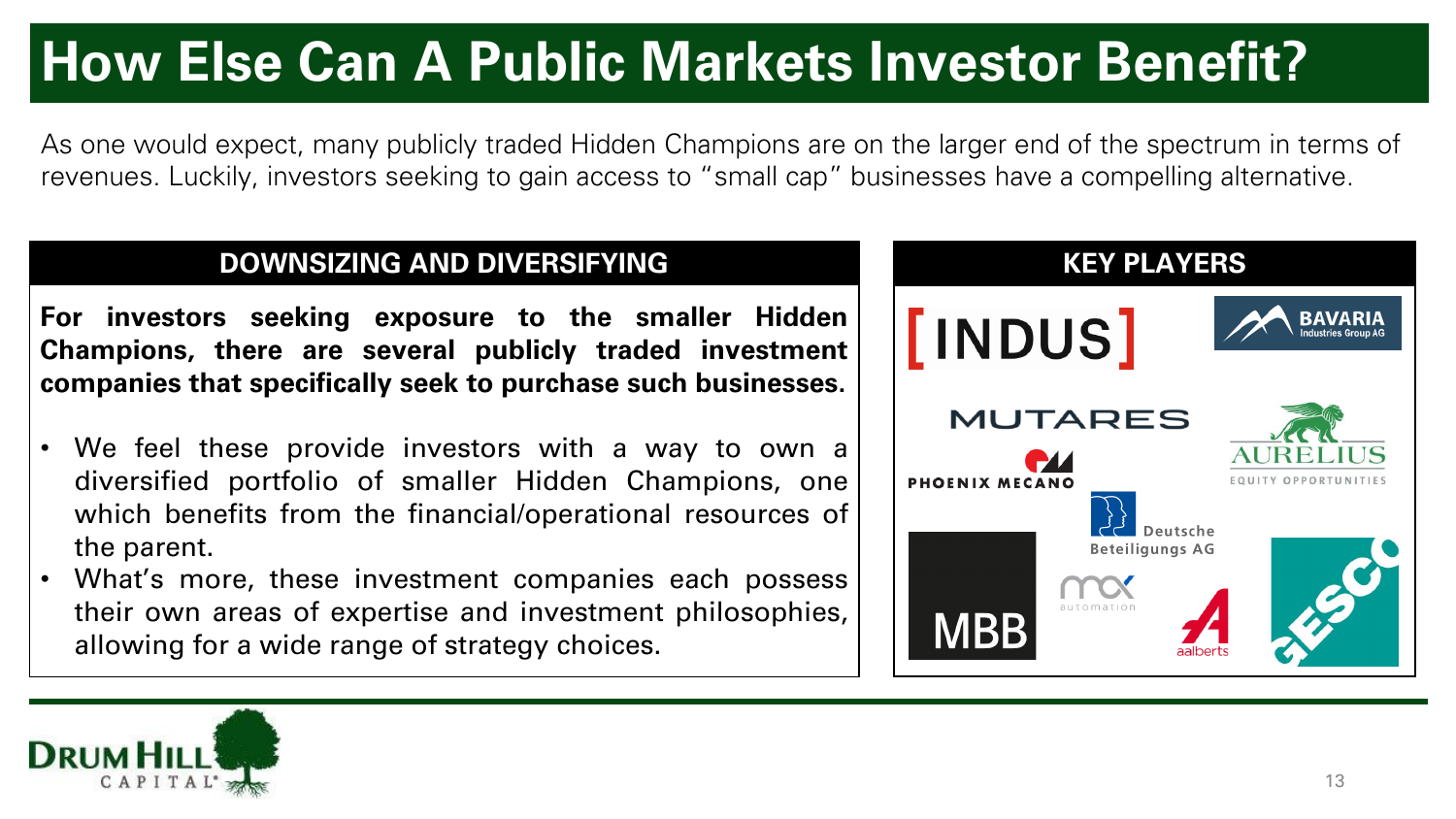# How Else Can A Public Markets Investor Benefit?

As one would expect, many publicly traded Hidden Champions are on the larger end of the spectrum in terms of revenues. Luckily, investors seeking to gain access to "small cap" businesses have a compelling alternative.

## DOWNSIZING AND DIVERSIFYING

**For investors seeking exposure to the smaller Hidden Champions, there are several publicly traded investment companies that specifically seek to purchase such businesses.**

- We feel these provide investors with a way to own a diversified portfolio of smaller Hidden Champions, one which benefits from the financial/operational resources of the parent.
- What's more, these investment companies each possess their own areas of expertise and investment philosophies, allowing for a wide range of strategy choices.

## KEY PLAYERS

- [INDUS]
- BAVARIA Industries Group AG
- MUTARES
- AURELIUS Equity Opportunities
- PHOENIX MECANO
- Deutsche Beteiligungs AG
- MBB
- max automation
- aalberts
- GESCO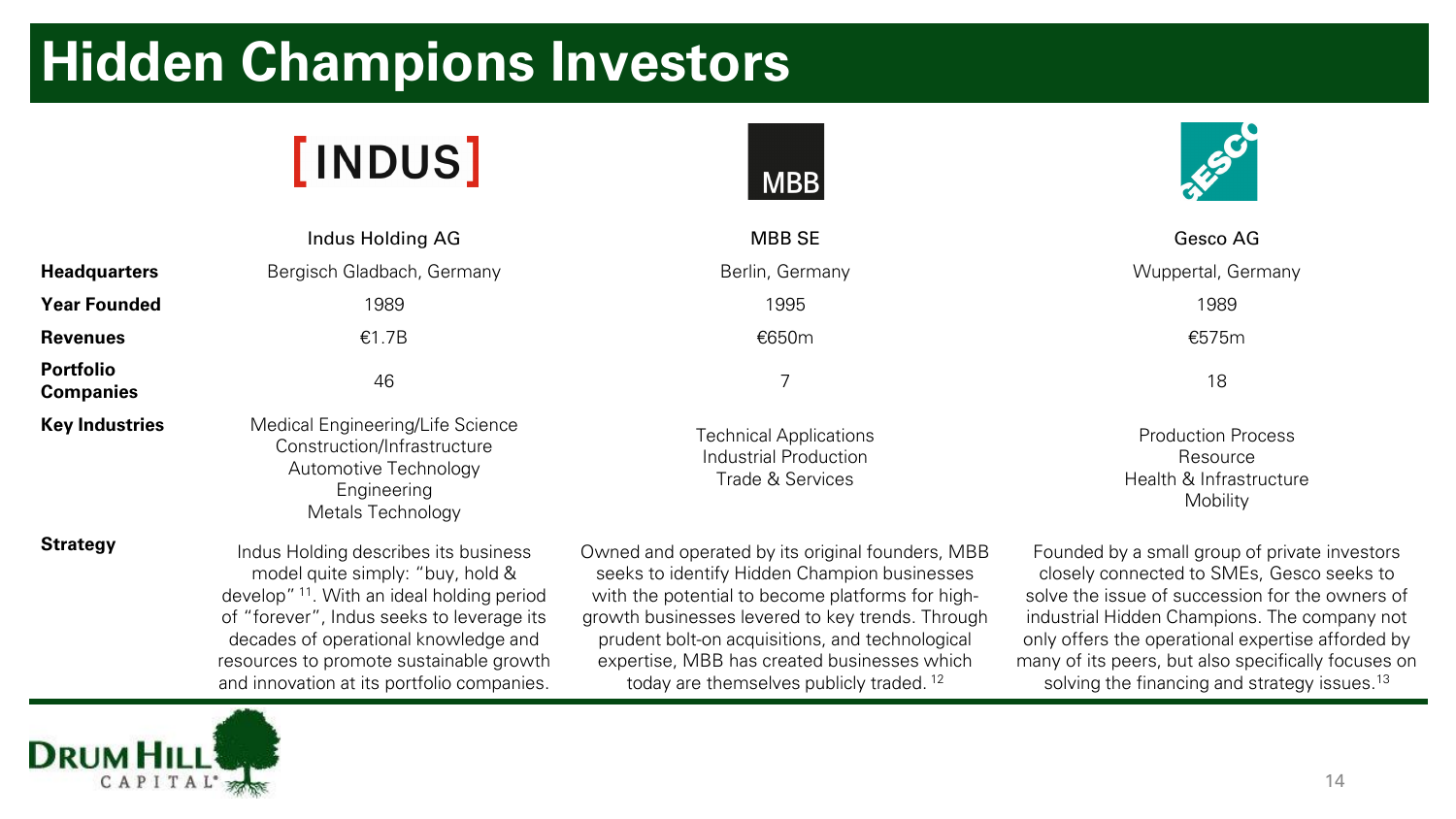# Hidden Champions Investors

| | Indus Holding AG | MBB SE | Gesco AG |
|---|---|---|---|
| **Headquarters** | Bergisch Gladbach, Germany | Berlin, Germany | Wuppertal, Germany |
| **Year Founded** | 1989 | 1995 | 1989 |
| **Revenues** | €1.7B | €650m | €575m |
| **Portfolio Companies** | 46 | 7 | 18 |
| **Key Industries** | Medical Engineering/Life Science<br>Construction/Infrastructure<br>Automotive Technology<br>Engineering<br>Metals Technology | Technical Applications<br>Industrial Production<br>Trade & Services | Production Process<br>Resource<br>Health & Infrastructure<br>Mobility |
| **Strategy** | Indus Holding describes its business model quite simply: "buy, hold & develop" [11]. With an ideal holding period of "forever", Indus seeks to leverage its decades of operational knowledge and resources to promote sustainable growth and innovation at its portfolio companies. | Owned and operated by its original founders, MBB seeks to identify Hidden Champion businesses with the potential to become platforms for high-growth businesses levered to key trends. Through prudent bolt-on acquisitions, and technological expertise, MBB has created businesses which today are themselves publicly traded. [12] | Founded by a small group of private investors closely connected to SMEs, Gesco seeks to solve the issue of succession for the owners of industrial Hidden Champions. The company not only offers the operational expertise afforded by many of its peers, but also specifically focuses on solving the financing and strategy issues.[13] |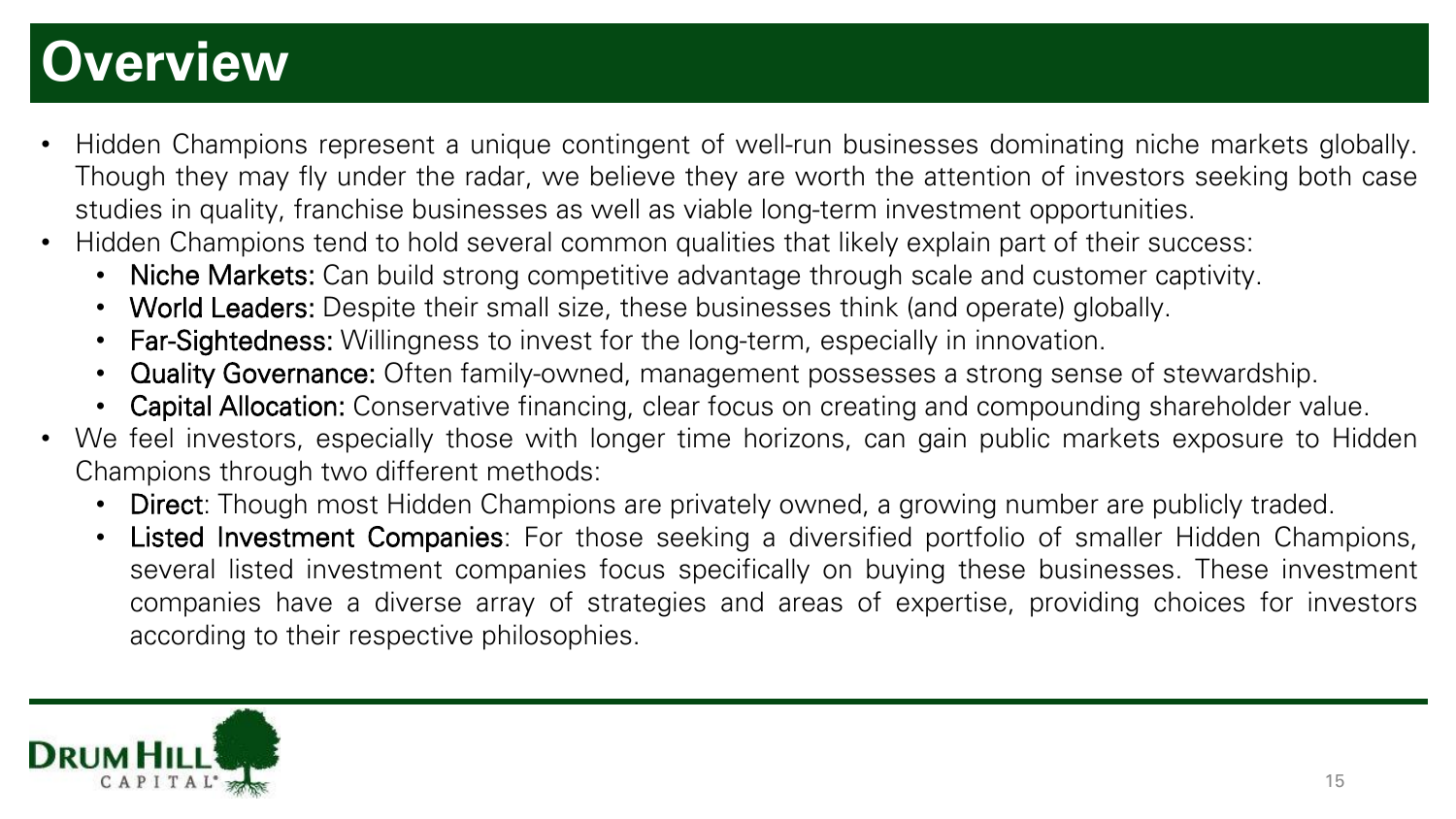# Overview

- Hidden Champions represent a unique contingent of well-run businesses dominating niche markets globally. Though they may fly under the radar, we believe they are worth the attention of investors seeking both case studies in quality, franchise businesses as well as viable long-term investment opportunities.
- Hidden Champions tend to hold several common qualities that likely explain part of their success:
  - **Niche Markets:** Can build strong competitive advantage through scale and customer captivity.
  - **World Leaders:** Despite their small size, these businesses think (and operate) globally.
  - **Far-Sightedness:** Willingness to invest for the long-term, especially in innovation.
  - **Quality Governance:** Often family-owned, management possesses a strong sense of stewardship.
  - **Capital Allocation:** Conservative financing, clear focus on creating and compounding shareholder value.
- We feel investors, especially those with longer time horizons, can gain public markets exposure to Hidden Champions through two different methods:
  - **Direct**: Though most Hidden Champions are privately owned, a growing number are publicly traded.
  - **Listed Investment Companies**: For those seeking a diversified portfolio of smaller Hidden Champions, several listed investment companies focus specifically on buying these businesses. These investment companies have a diverse array of strategies and areas of expertise, providing choices for investors according to their respective philosophies.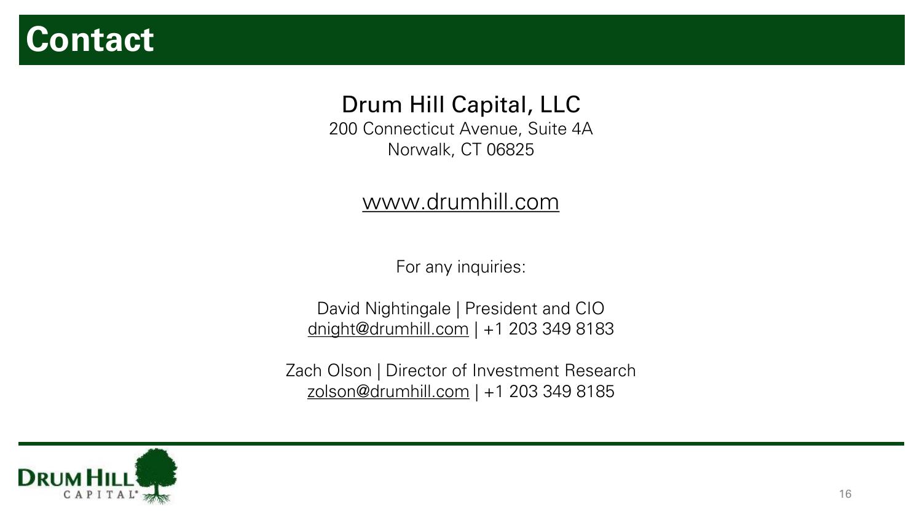# Contact

## Drum Hill Capital, LLC

200 Connecticut Avenue, Suite 4A
Norwalk, CT 06825

www.drumhill.com

For any inquiries:

David Nightingale | President and CIO
dnight@drumhill.com | +1 203 349 8183

Zach Olson | Director of Investment Research
zolson@drumhill.com | +1 203 349 8185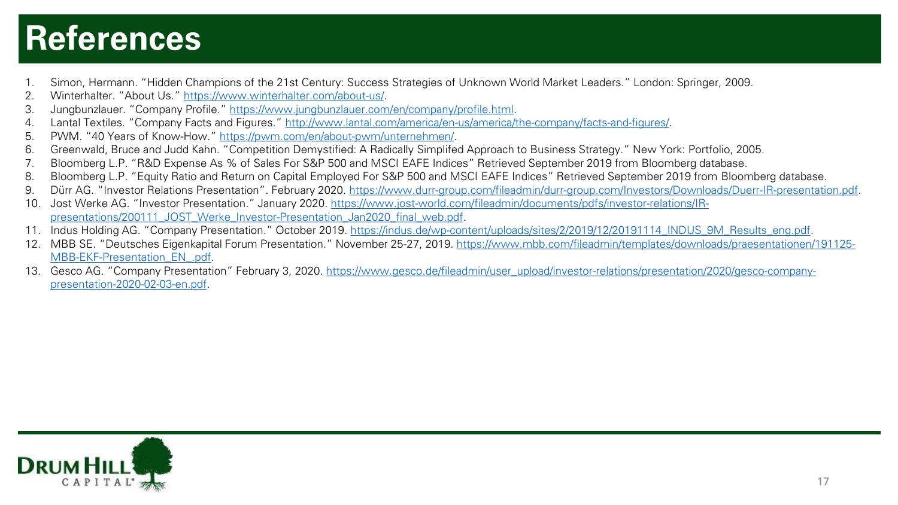# References

1. Simon, Hermann. "Hidden Champions of the 21st Century: Success Strategies of Unknown World Market Leaders." London: Springer, 2009.
2. Winterhalter. "About Us." https://www.winterhalter.com/about-us/.
3. Jungbunzlauer. "Company Profile." https://www.jungbunzlauer.com/en/company/profile.html.
4. Lantal Textiles. "Company Facts and Figures." http://www.lantal.com/america/en-us/america/the-company/facts-and-figures/.
5. PWM. "40 Years of Know-How." https://pwm.com/en/about-pwm/unternehmen/.
6. Greenwald, Bruce and Judd Kahn. "Competition Demystified: A Radically Simplifed Approach to Business Strategy." New York: Portfolio, 2005.
7. Bloomberg L.P. "R&D Expense As % of Sales For S&P 500 and MSCI EAFE Indices" Retrieved September 2019 from Bloomberg database.
8. Bloomberg L.P. "Equity Ratio and Return on Capital Employed For S&P 500 and MSCI EAFE Indices" Retrieved September 2019 from Bloomberg database.
9. Dürr AG. "Investor Relations Presentation". February 2020. https://www.durr-group.com/fileadmin/durr-group.com/Investors/Downloads/Duerr-IR-presentation.pdf.
10. Jost Werke AG. "Investor Presentation." January 2020. https://www.jost-world.com/fileadmin/documents/pdfs/investor-relations/IR-presentations/200111_JOST_Werke_Investor-Presentation_Jan2020_final_web.pdf.
11. Indus Holding AG. "Company Presentation." October 2019. https://indus.de/wp-content/uploads/sites/2/2019/12/20191114_INDUS_9M_Results_eng.pdf.
12. MBB SE. "Deutsches Eigenkapital Forum Presentation." November 25-27, 2019. https://www.mbb.com/fileadmin/templates/downloads/praesentationen/191125-MBB-EKF-Presentation_EN_.pdf.
13. Gesco AG. "Company Presentation" February 3, 2020. https://www.gesco.de/fileadmin/user_upload/investor-relations/presentation/2020/gesco-company-presentation-2020-02-03-en.pdf.